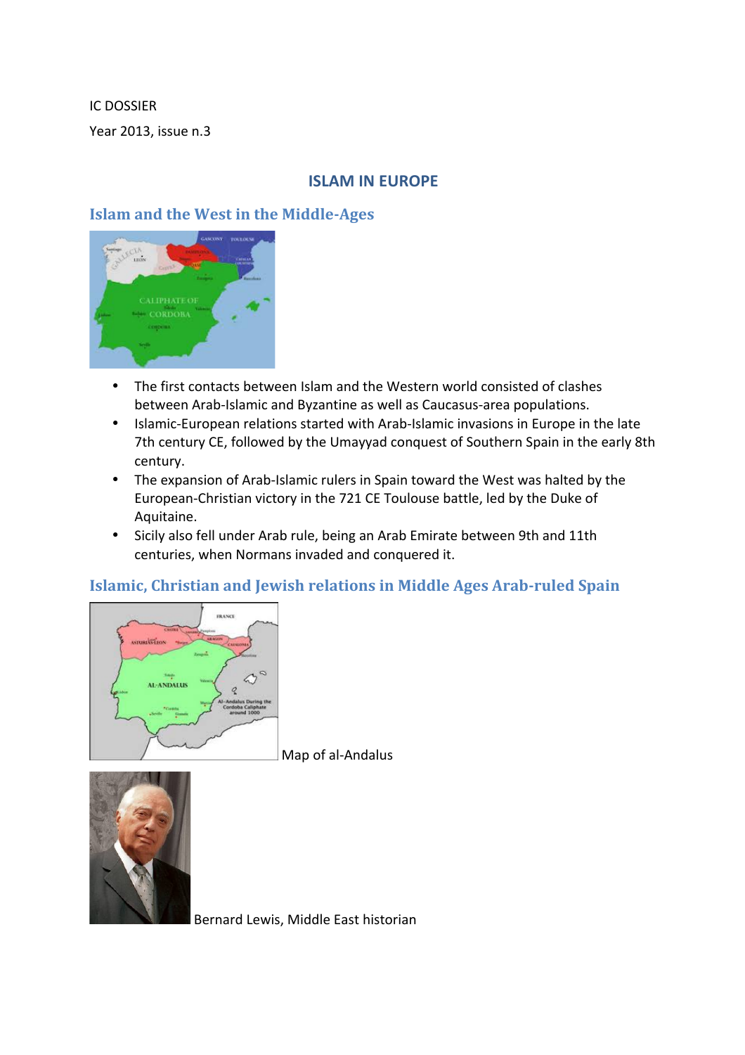IC DOSSIER

Year 2013, issue n.3

# ISLAM IN EUROPE

## Islam and the West in the Middle-Ages

- The first contacts between Islam and the Western world consisted of clashes between Arab-Islamic and Byzantine as well as Caucasus-area populations.
- Islamic-European relations started with Arab-Islamic invasions in Europe in the late 7th century CE, followed by the Umayyad conquest of Southern Spain in the early 8th century.
- The expansion of Arab-Islamic rulers in Spain toward the West was halted by the European-Christian victory in the 721 CE Toulouse battle, led by the Duke of Aquitaine.
- Sicily also fell under Arab rule, being an Arab Emirate between 9th and 11th centuries, when Normans invaded and conquered it.

## Islamic, Christian and Jewish relations in Middle Ages Arab-ruled Spain

Map of al-Andalus

Bernard Lewis, Middle East historian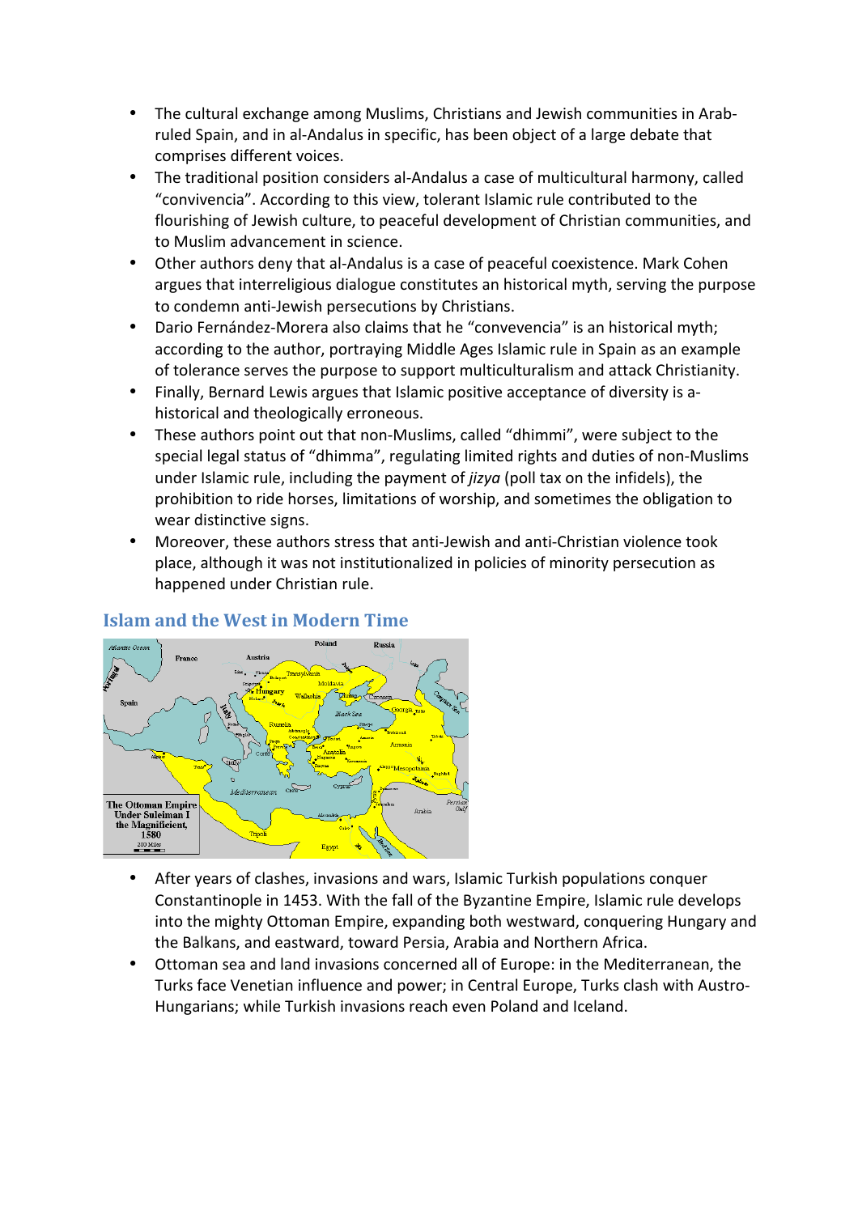- The cultural exchange among Muslims, Christians and Jewish communities in Arab-ruled Spain, and in al-Andalus in specific, has been object of a large debate that comprises different voices.
- The traditional position considers al-Andalus a case of multicultural harmony, called "convivencia". According to this view, tolerant Islamic rule contributed to the flourishing of Jewish culture, to peaceful development of Christian communities, and to Muslim advancement in science.
- Other authors deny that al-Andalus is a case of peaceful coexistence. Mark Cohen argues that interreligious dialogue constitutes an historical myth, serving the purpose to condemn anti-Jewish persecutions by Christians.
- Dario Fernández-Morera also claims that he "convevencia" is an historical myth; according to the author, portraying Middle Ages Islamic rule in Spain as an example of tolerance serves the purpose to support multiculturalism and attack Christianity.
- Finally, Bernard Lewis argues that Islamic positive acceptance of diversity is a-historical and theologically erroneous.
- These authors point out that non-Muslims, called "dhimmi", were subject to the special legal status of "dhimma", regulating limited rights and duties of non-Muslims under Islamic rule, including the payment of *jizya* (poll tax on the infidels), the prohibition to ride horses, limitations of worship, and sometimes the obligation to wear distinctive signs.
- Moreover, these authors stress that anti-Jewish and anti-Christian violence took place, although it was not institutionalized in policies of minority persecution as happened under Christian rule.

## Islam and the West in Modern Time

- After years of clashes, invasions and wars, Islamic Turkish populations conquer Constantinople in 1453. With the fall of the Byzantine Empire, Islamic rule develops into the mighty Ottoman Empire, expanding both westward, conquering Hungary and the Balkans, and eastward, toward Persia, Arabia and Northern Africa.
- Ottoman sea and land invasions concerned all of Europe: in the Mediterranean, the Turks face Venetian influence and power; in Central Europe, Turks clash with Austro-Hungarians; while Turkish invasions reach even Poland and Iceland.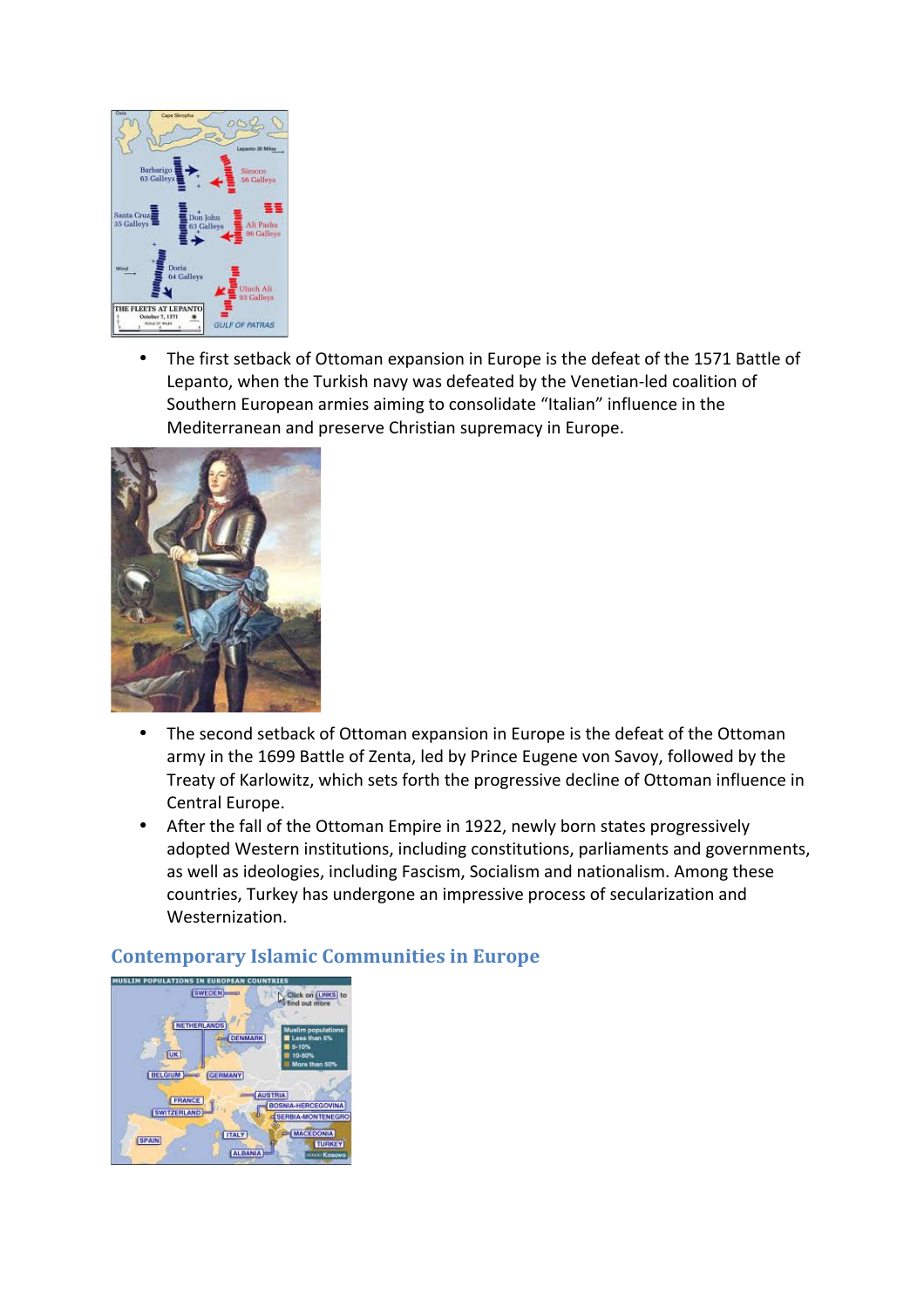- The first setback of Ottoman expansion in Europe is the defeat of the 1571 Battle of Lepanto, when the Turkish navy was defeated by the Venetian-led coalition of Southern European armies aiming to consolidate "Italian" influence in the Mediterranean and preserve Christian supremacy in Europe.

- The second setback of Ottoman expansion in Europe is the defeat of the Ottoman army in the 1699 Battle of Zenta, led by Prince Eugene von Savoy, followed by the Treaty of Karlowitz, which sets forth the progressive decline of Ottoman influence in Central Europe.
- After the fall of the Ottoman Empire in 1922, newly born states progressively adopted Western institutions, including constitutions, parliaments and governments, as well as ideologies, including Fascism, Socialism and nationalism. Among these countries, Turkey has undergone an impressive process of secularization and Westernization.

## Contemporary Islamic Communities in Europe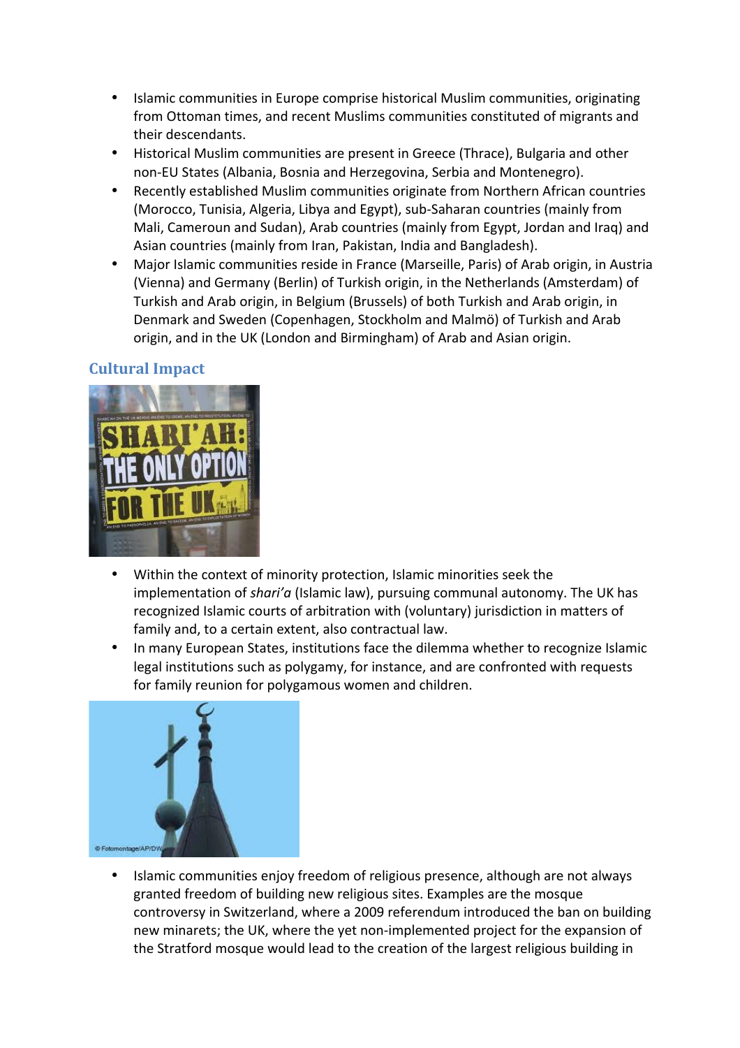- Islamic communities in Europe comprise historical Muslim communities, originating from Ottoman times, and recent Muslims communities constituted of migrants and their descendants.
- Historical Muslim communities are present in Greece (Thrace), Bulgaria and other non-EU States (Albania, Bosnia and Herzegovina, Serbia and Montenegro).
- Recently established Muslim communities originate from Northern African countries (Morocco, Tunisia, Algeria, Libya and Egypt), sub-Saharan countries (mainly from Mali, Cameroun and Sudan), Arab countries (mainly from Egypt, Jordan and Iraq) and Asian countries (mainly from Iran, Pakistan, India and Bangladesh).
- Major Islamic communities reside in France (Marseille, Paris) of Arab origin, in Austria (Vienna) and Germany (Berlin) of Turkish origin, in the Netherlands (Amsterdam) of Turkish and Arab origin, in Belgium (Brussels) of both Turkish and Arab origin, in Denmark and Sweden (Copenhagen, Stockholm and Malmö) of Turkish and Arab origin, and in the UK (London and Birmingham) of Arab and Asian origin.

## Cultural Impact

- Within the context of minority protection, Islamic minorities seek the implementation of *shari'a* (Islamic law), pursuing communal autonomy. The UK has recognized Islamic courts of arbitration with (voluntary) jurisdiction in matters of family and, to a certain extent, also contractual law.
- In many European States, institutions face the dilemma whether to recognize Islamic legal institutions such as polygamy, for instance, and are confronted with requests for family reunion for polygamous women and children.

- Islamic communities enjoy freedom of religious presence, although are not always granted freedom of building new religious sites. Examples are the mosque controversy in Switzerland, where a 2009 referendum introduced the ban on building new minarets; the UK, where the yet non-implemented project for the expansion of the Stratford mosque would lead to the creation of the largest religious building in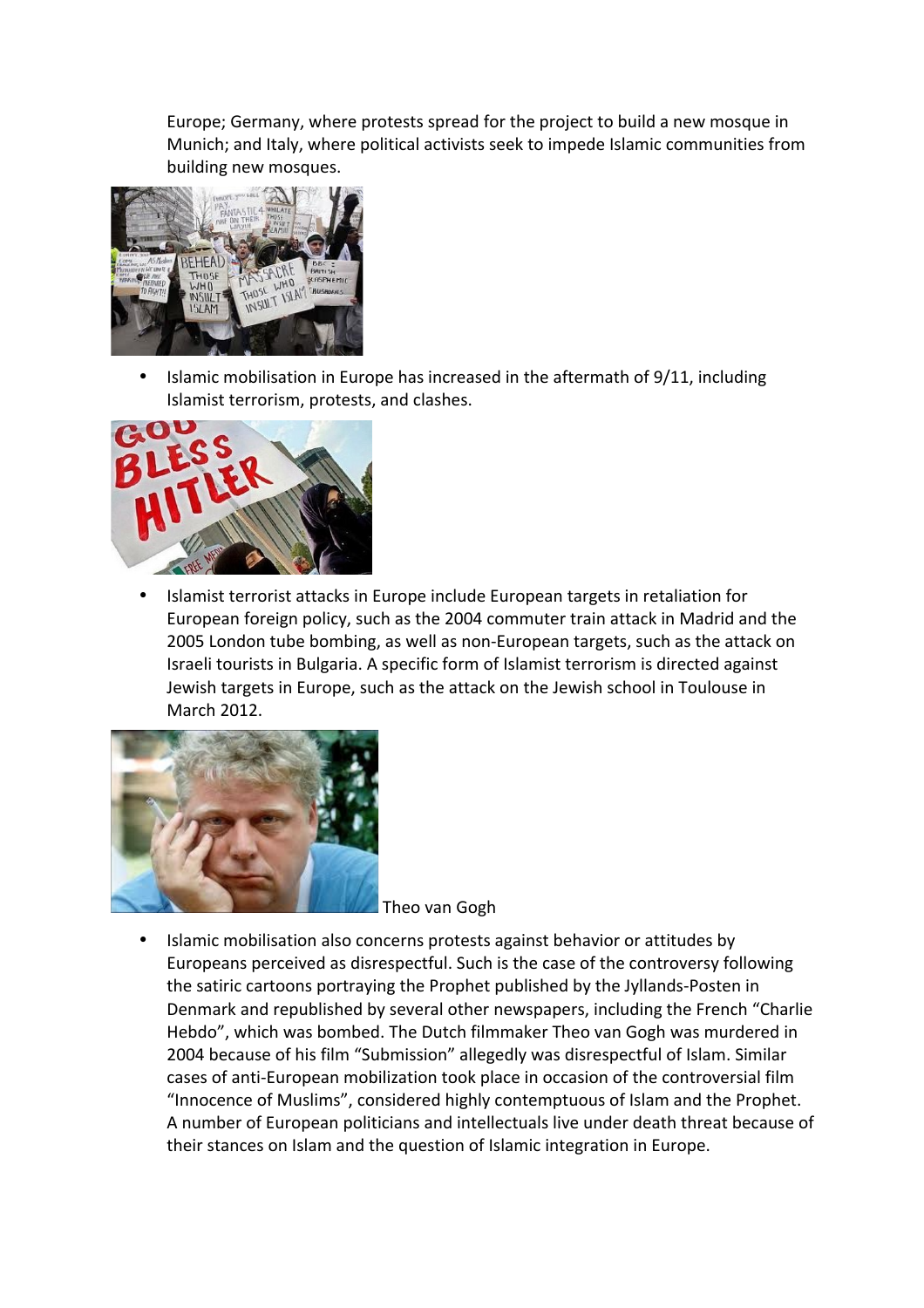Europe; Germany, where protests spread for the project to build a new mosque in Munich; and Italy, where political activists seek to impede Islamic communities from building new mosques.

- Islamic mobilisation in Europe has increased in the aftermath of 9/11, including Islamist terrorism, protests, and clashes.

- Islamist terrorist attacks in Europe include European targets in retaliation for European foreign policy, such as the 2004 commuter train attack in Madrid and the 2005 London tube bombing, as well as non-European targets, such as the attack on Israeli tourists in Bulgaria. A specific form of Islamist terrorism is directed against Jewish targets in Europe, such as the attack on the Jewish school in Toulouse in March 2012.

Theo van Gogh

- Islamic mobilisation also concerns protests against behavior or attitudes by Europeans perceived as disrespectful. Such is the case of the controversy following the satiric cartoons portraying the Prophet published by the Jyllands-Posten in Denmark and republished by several other newspapers, including the French "Charlie Hebdo", which was bombed. The Dutch filmmaker Theo van Gogh was murdered in 2004 because of his film "Submission" allegedly was disrespectful of Islam. Similar cases of anti-European mobilization took place in occasion of the controversial film "Innocence of Muslims", considered highly contemptuous of Islam and the Prophet. A number of European politicians and intellectuals live under death threat because of their stances on Islam and the question of Islamic integration in Europe.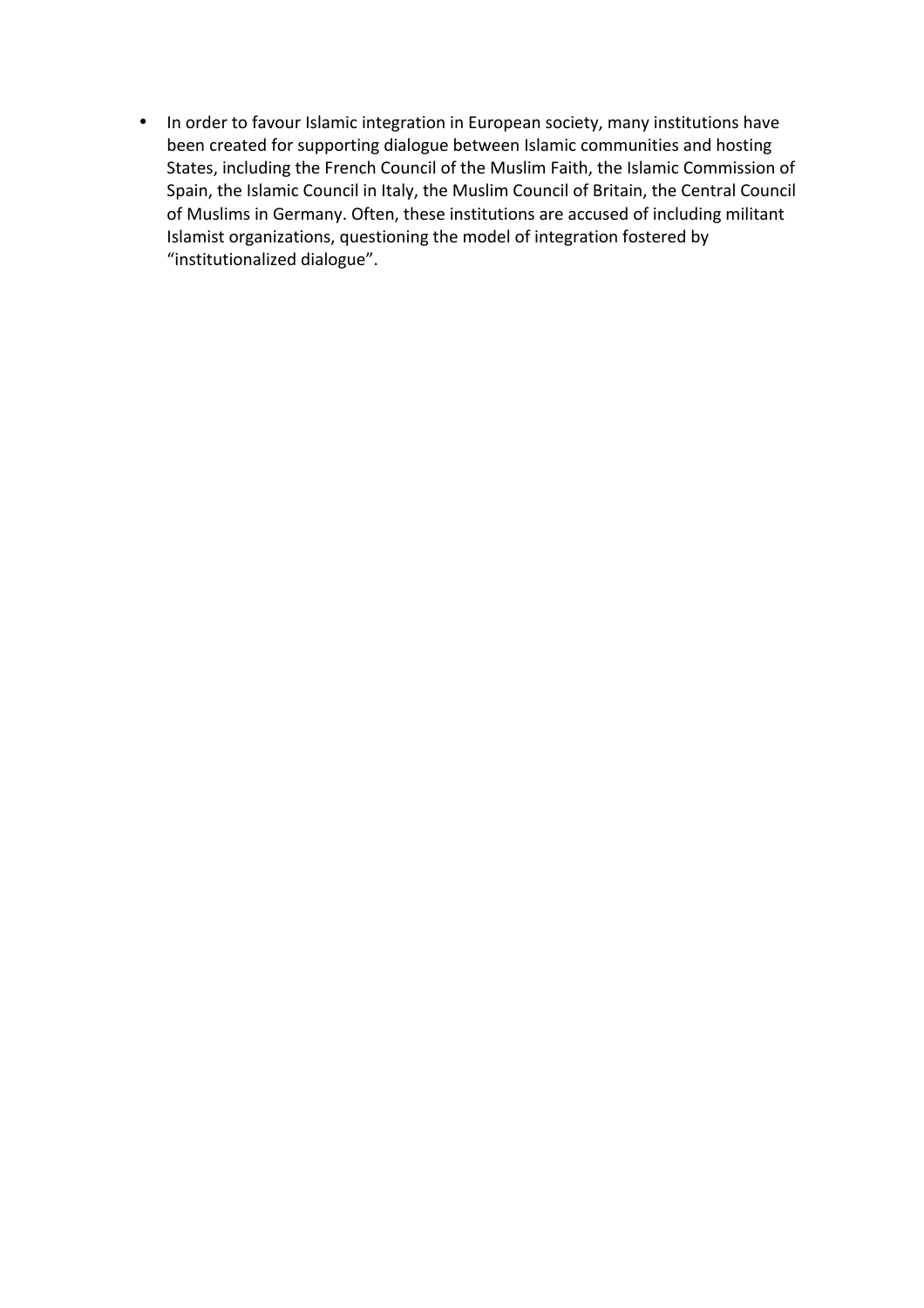- In order to favour Islamic integration in European society, many institutions have been created for supporting dialogue between Islamic communities and hosting States, including the French Council of the Muslim Faith, the Islamic Commission of Spain, the Islamic Council in Italy, the Muslim Council of Britain, the Central Council of Muslims in Germany. Often, these institutions are accused of including militant Islamist organizations, questioning the model of integration fostered by "institutionalized dialogue".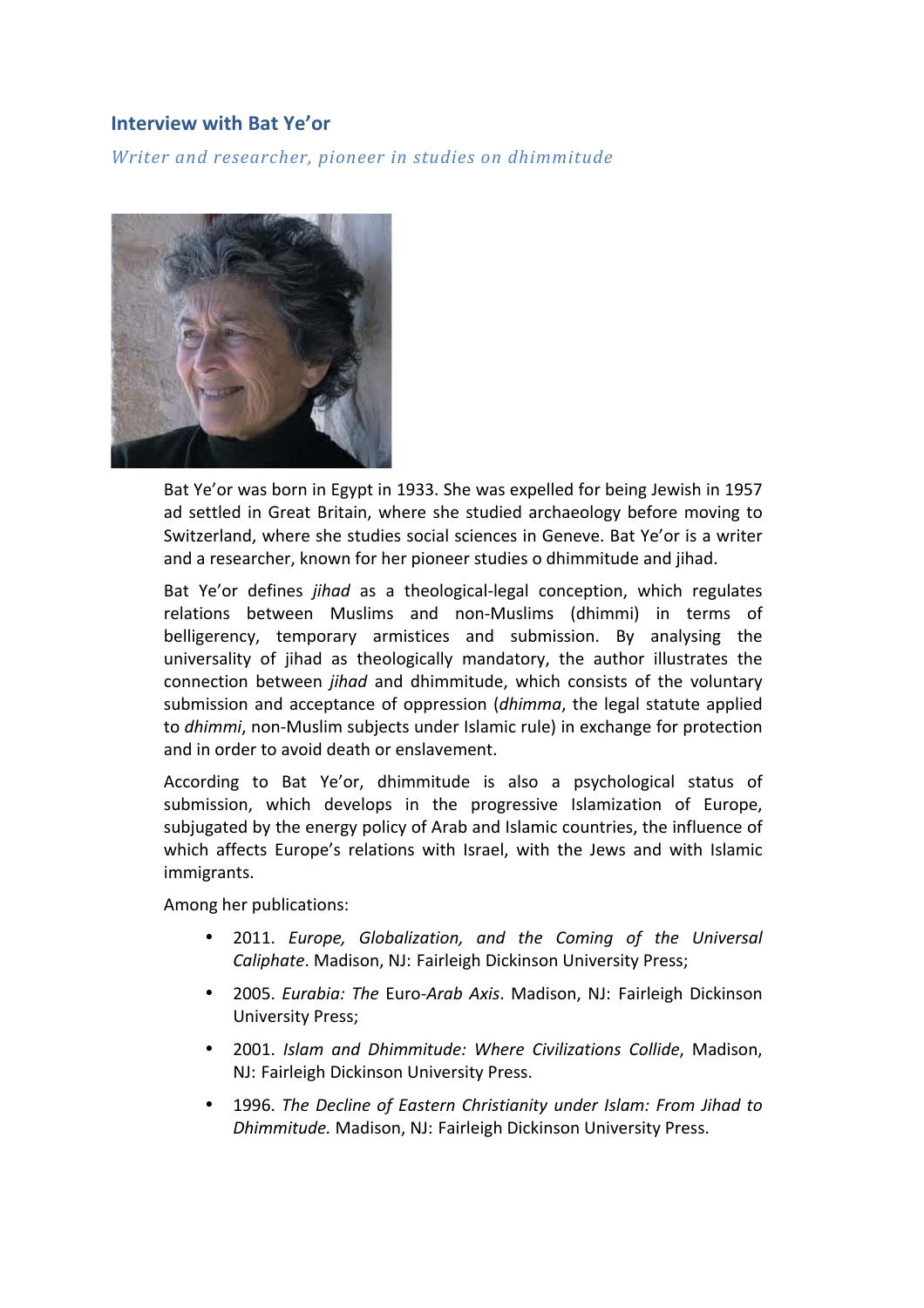## Interview with Bat Ye'or

*Writer and researcher, pioneer in studies on dhimmitude*

Bat Ye'or was born in Egypt in 1933. She was expelled for being Jewish in 1957 ad settled in Great Britain, where she studied archaeology before moving to Switzerland, where she studies social sciences in Geneve. Bat Ye'or is a writer and a researcher, known for her pioneer studies o dhimmitude and jihad.

Bat Ye'or defines *jihad* as a theological-legal conception, which regulates relations between Muslims and non-Muslims (dhimmi) in terms of belligerency, temporary armistices and submission. By analysing the universality of jihad as theologically mandatory, the author illustrates the connection between *jihad* and dhimmitude, which consists of the voluntary submission and acceptance of oppression (*dhimma*, the legal statute applied to *dhimmi*, non-Muslim subjects under Islamic rule) in exchange for protection and in order to avoid death or enslavement.

According to Bat Ye'or, dhimmitude is also a psychological status of submission, which develops in the progressive Islamization of Europe, subjugated by the energy policy of Arab and Islamic countries, the influence of which affects Europe's relations with Israel, with the Jews and with Islamic immigrants.

Among her publications:

- 2011. *Europe, Globalization, and the Coming of the Universal Caliphate*. Madison, NJ: Fairleigh Dickinson University Press;
- 2005. *Eurabia: The* Euro-*Arab Axis*. Madison, NJ: Fairleigh Dickinson University Press;
- 2001. *Islam and Dhimmitude: Where Civilizations Collide*, Madison, NJ: Fairleigh Dickinson University Press.
- 1996. *The Decline of Eastern Christianity under Islam: From Jihad to Dhimmitude.* Madison, NJ: Fairleigh Dickinson University Press.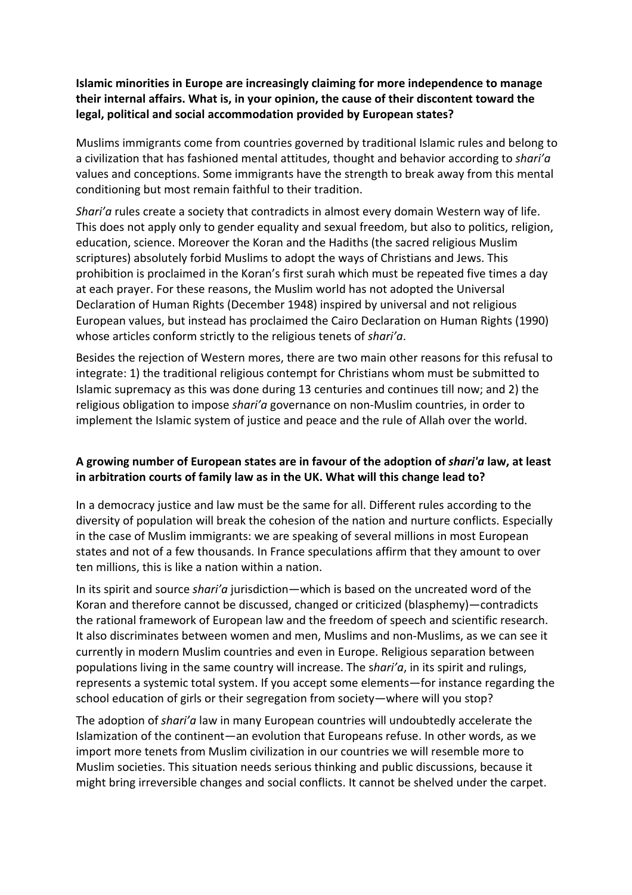**Islamic minorities in Europe are increasingly claiming for more independence to manage their internal affairs. What is, in your opinion, the cause of their discontent toward the legal, political and social accommodation provided by European states?**

Muslims immigrants come from countries governed by traditional Islamic rules and belong to a civilization that has fashioned mental attitudes, thought and behavior according to *shari'a* values and conceptions. Some immigrants have the strength to break away from this mental conditioning but most remain faithful to their tradition.

*Shari'a* rules create a society that contradicts in almost every domain Western way of life. This does not apply only to gender equality and sexual freedom, but also to politics, religion, education, science. Moreover the Koran and the Hadiths (the sacred religious Muslim scriptures) absolutely forbid Muslims to adopt the ways of Christians and Jews. This prohibition is proclaimed in the Koran's first surah which must be repeated five times a day at each prayer. For these reasons, the Muslim world has not adopted the Universal Declaration of Human Rights (December 1948) inspired by universal and not religious European values, but instead has proclaimed the Cairo Declaration on Human Rights (1990) whose articles conform strictly to the religious tenets of *shari'a*.

Besides the rejection of Western mores, there are two main other reasons for this refusal to integrate: 1) the traditional religious contempt for Christians whom must be submitted to Islamic supremacy as this was done during 13 centuries and continues till now; and 2) the religious obligation to impose *shari'a* governance on non-Muslim countries, in order to implement the Islamic system of justice and peace and the rule of Allah over the world.

**A growing number of European states are in favour of the adoption of *shari'a* law, at least in arbitration courts of family law as in the UK. What will this change lead to?**

In a democracy justice and law must be the same for all. Different rules according to the diversity of population will break the cohesion of the nation and nurture conflicts. Especially in the case of Muslim immigrants: we are speaking of several millions in most European states and not of a few thousands. In France speculations affirm that they amount to over ten millions, this is like a nation within a nation.

In its spirit and source *shari'a* jurisdiction—which is based on the uncreated word of the Koran and therefore cannot be discussed, changed or criticized (blasphemy)—contradicts the rational framework of European law and the freedom of speech and scientific research. It also discriminates between women and men, Muslims and non-Muslims, as we can see it currently in modern Muslim countries and even in Europe. Religious separation between populations living in the same country will increase. The s*hari'a*, in its spirit and rulings, represents a systemic total system. If you accept some elements—for instance regarding the school education of girls or their segregation from society—where will you stop?

The adoption of *shari'a* law in many European countries will undoubtedly accelerate the Islamization of the continent—an evolution that Europeans refuse. In other words, as we import more tenets from Muslim civilization in our countries we will resemble more to Muslim societies. This situation needs serious thinking and public discussions, because it might bring irreversible changes and social conflicts. It cannot be shelved under the carpet.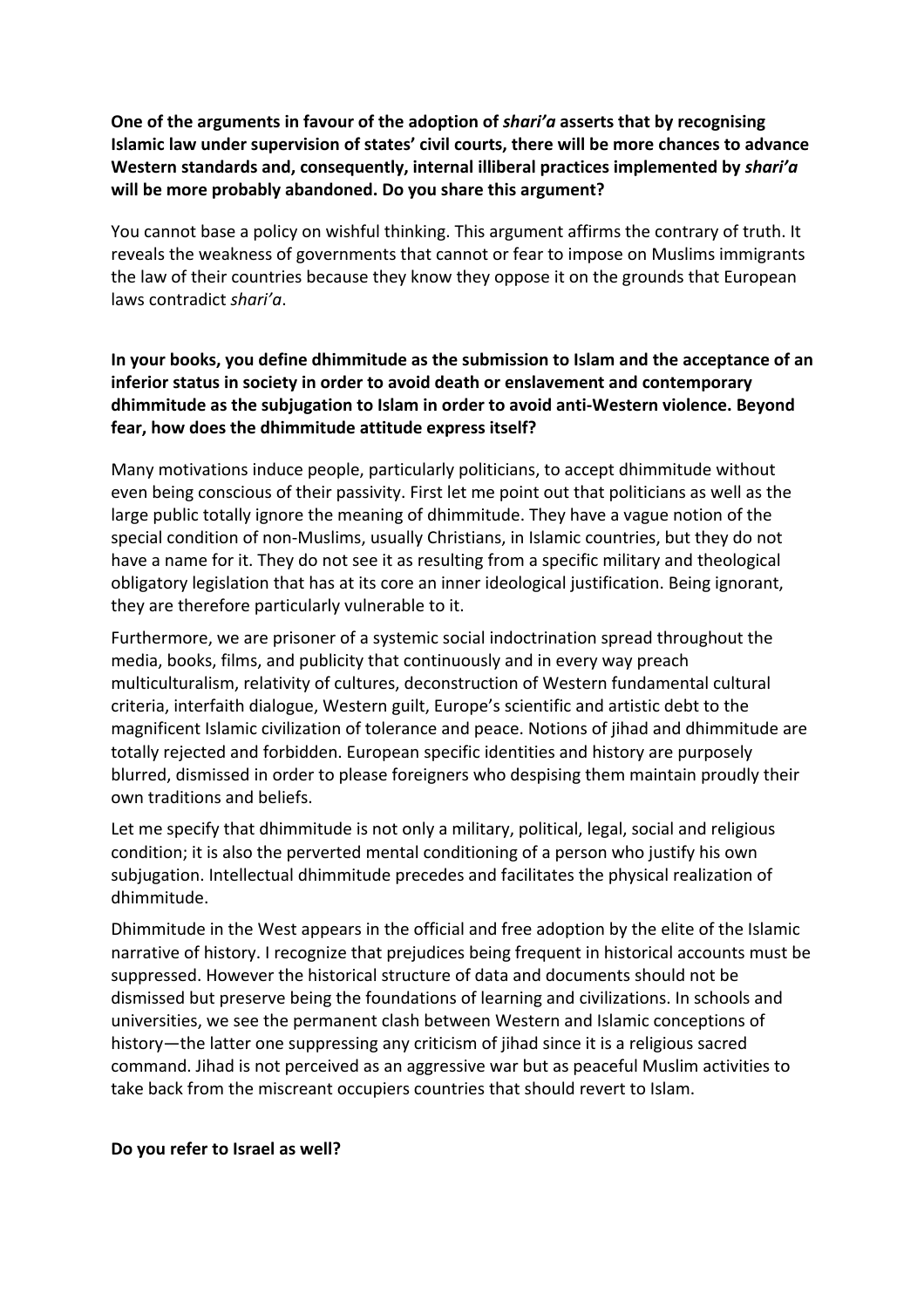**One of the arguments in favour of the adoption of *shari'a* asserts that by recognising Islamic law under supervision of states' civil courts, there will be more chances to advance Western standards and, consequently, internal illiberal practices implemented by *shari'a* will be more probably abandoned. Do you share this argument?**

You cannot base a policy on wishful thinking. This argument affirms the contrary of truth. It reveals the weakness of governments that cannot or fear to impose on Muslims immigrants the law of their countries because they know they oppose it on the grounds that European laws contradict *shari'a*.

**In your books, you define dhimmitude as the submission to Islam and the acceptance of an inferior status in society in order to avoid death or enslavement and contemporary dhimmitude as the subjugation to Islam in order to avoid anti-Western violence. Beyond fear, how does the dhimmitude attitude express itself?**

Many motivations induce people, particularly politicians, to accept dhimmitude without even being conscious of their passivity. First let me point out that politicians as well as the large public totally ignore the meaning of dhimmitude. They have a vague notion of the special condition of non-Muslims, usually Christians, in Islamic countries, but they do not have a name for it. They do not see it as resulting from a specific military and theological obligatory legislation that has at its core an inner ideological justification. Being ignorant, they are therefore particularly vulnerable to it.

Furthermore, we are prisoner of a systemic social indoctrination spread throughout the media, books, films, and publicity that continuously and in every way preach multiculturalism, relativity of cultures, deconstruction of Western fundamental cultural criteria, interfaith dialogue, Western guilt, Europe's scientific and artistic debt to the magnificent Islamic civilization of tolerance and peace. Notions of jihad and dhimmitude are totally rejected and forbidden. European specific identities and history are purposely blurred, dismissed in order to please foreigners who despising them maintain proudly their own traditions and beliefs.

Let me specify that dhimmitude is not only a military, political, legal, social and religious condition; it is also the perverted mental conditioning of a person who justify his own subjugation. Intellectual dhimmitude precedes and facilitates the physical realization of dhimmitude.

Dhimmitude in the West appears in the official and free adoption by the elite of the Islamic narrative of history. I recognize that prejudices being frequent in historical accounts must be suppressed. However the historical structure of data and documents should not be dismissed but preserve being the foundations of learning and civilizations. In schools and universities, we see the permanent clash between Western and Islamic conceptions of history—the latter one suppressing any criticism of jihad since it is a religious sacred command. Jihad is not perceived as an aggressive war but as peaceful Muslim activities to take back from the miscreant occupiers countries that should revert to Islam.

**Do you refer to Israel as well?**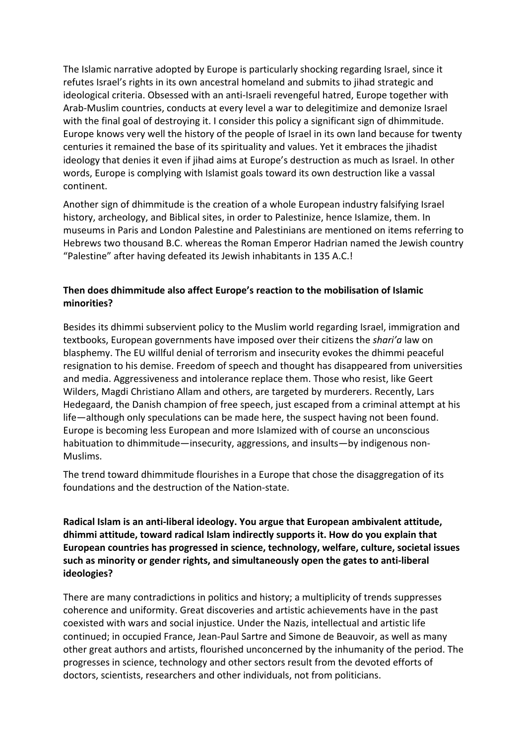The Islamic narrative adopted by Europe is particularly shocking regarding Israel, since it refutes Israel's rights in its own ancestral homeland and submits to jihad strategic and ideological criteria. Obsessed with an anti-Israeli revengeful hatred, Europe together with Arab-Muslim countries, conducts at every level a war to delegitimize and demonize Israel with the final goal of destroying it. I consider this policy a significant sign of dhimmitude. Europe knows very well the history of the people of Israel in its own land because for twenty centuries it remained the base of its spirituality and values. Yet it embraces the jihadist ideology that denies it even if jihad aims at Europe's destruction as much as Israel. In other words, Europe is complying with Islamist goals toward its own destruction like a vassal continent.

Another sign of dhimmitude is the creation of a whole European industry falsifying Israel history, archeology, and Biblical sites, in order to Palestinize, hence Islamize, them. In museums in Paris and London Palestine and Palestinians are mentioned on items referring to Hebrews two thousand B.C. whereas the Roman Emperor Hadrian named the Jewish country "Palestine" after having defeated its Jewish inhabitants in 135 A.C.!

**Then does dhimmitude also affect Europe's reaction to the mobilisation of Islamic minorities?**

Besides its dhimmi subservient policy to the Muslim world regarding Israel, immigration and textbooks, European governments have imposed over their citizens the *shari'a* law on blasphemy. The EU willful denial of terrorism and insecurity evokes the dhimmi peaceful resignation to his demise. Freedom of speech and thought has disappeared from universities and media. Aggressiveness and intolerance replace them. Those who resist, like Geert Wilders, Magdi Christiano Allam and others, are targeted by murderers. Recently, Lars Hedegaard, the Danish champion of free speech, just escaped from a criminal attempt at his life—although only speculations can be made here, the suspect having not been found. Europe is becoming less European and more Islamized with of course an unconscious habituation to dhimmitude—insecurity, aggressions, and insults—by indigenous non-Muslims.

The trend toward dhimmitude flourishes in a Europe that chose the disaggregation of its foundations and the destruction of the Nation-state.

**Radical Islam is an anti-liberal ideology. You argue that European ambivalent attitude, dhimmi attitude, toward radical Islam indirectly supports it. How do you explain that European countries has progressed in science, technology, welfare, culture, societal issues such as minority or gender rights, and simultaneously open the gates to anti-liberal ideologies?**

There are many contradictions in politics and history; a multiplicity of trends suppresses coherence and uniformity. Great discoveries and artistic achievements have in the past coexisted with wars and social injustice. Under the Nazis, intellectual and artistic life continued; in occupied France, Jean-Paul Sartre and Simone de Beauvoir, as well as many other great authors and artists, flourished unconcerned by the inhumanity of the period. The progresses in science, technology and other sectors result from the devoted efforts of doctors, scientists, researchers and other individuals, not from politicians.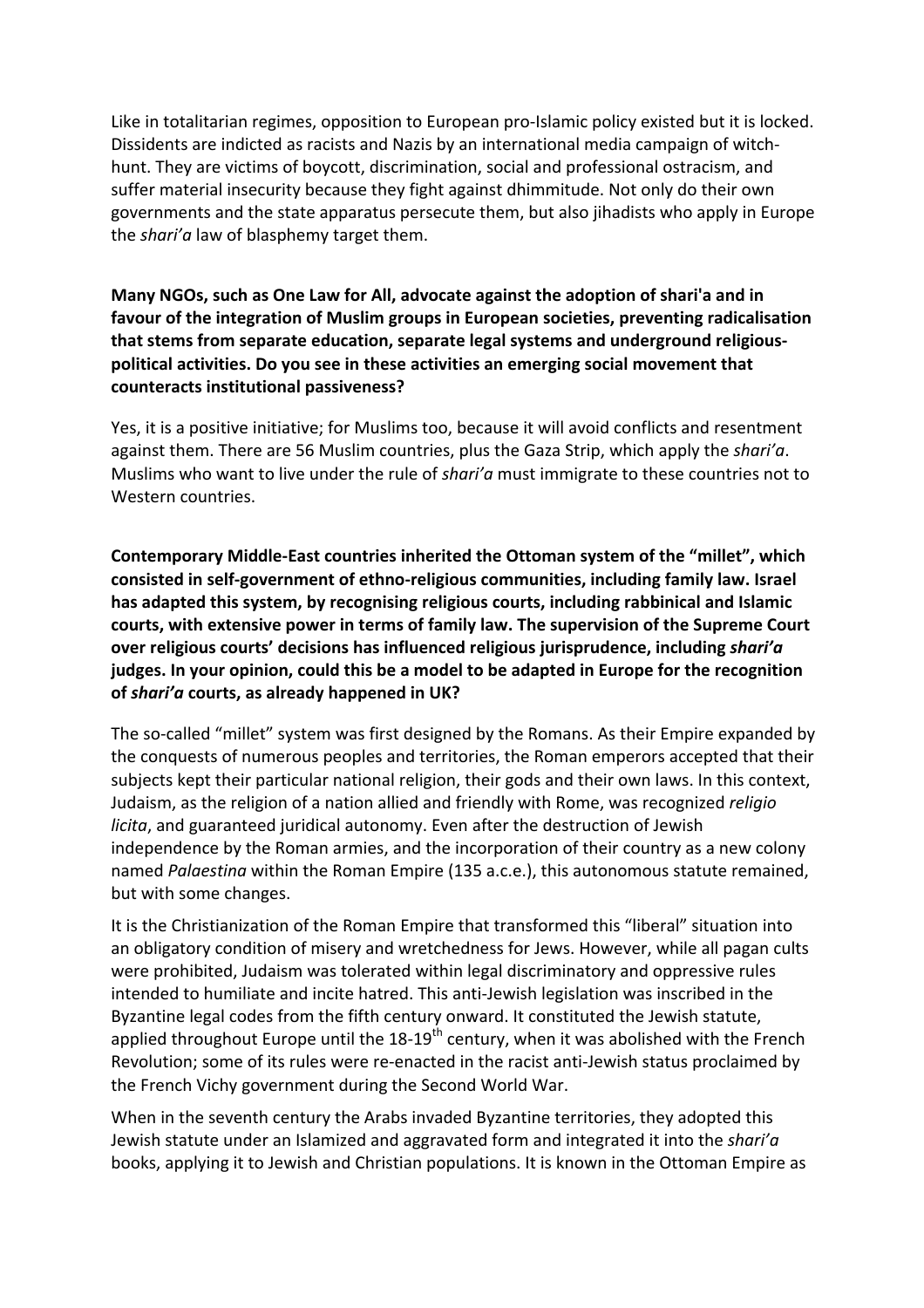Like in totalitarian regimes, opposition to European pro-Islamic policy existed but it is locked. Dissidents are indicted as racists and Nazis by an international media campaign of witch-hunt. They are victims of boycott, discrimination, social and professional ostracism, and suffer material insecurity because they fight against dhimmitude. Not only do their own governments and the state apparatus persecute them, but also jihadists who apply in Europe the *shari'a* law of blasphemy target them.

**Many NGOs, such as One Law for All, advocate against the adoption of shari'a and in favour of the integration of Muslim groups in European societies, preventing radicalisation that stems from separate education, separate legal systems and underground religious-political activities. Do you see in these activities an emerging social movement that counteracts institutional passiveness?**

Yes, it is a positive initiative; for Muslims too, because it will avoid conflicts and resentment against them. There are 56 Muslim countries, plus the Gaza Strip, which apply the *shari'a*. Muslims who want to live under the rule of *shari'a* must immigrate to these countries not to Western countries.

**Contemporary Middle-East countries inherited the Ottoman system of the "millet", which consisted in self-government of ethno-religious communities, including family law. Israel has adapted this system, by recognising religious courts, including rabbinical and Islamic courts, with extensive power in terms of family law. The supervision of the Supreme Court over religious courts' decisions has influenced religious jurisprudence, including *shari'a* judges. In your opinion, could this be a model to be adapted in Europe for the recognition of *shari'a* courts, as already happened in UK?**

The so-called "millet" system was first designed by the Romans. As their Empire expanded by the conquests of numerous peoples and territories, the Roman emperors accepted that their subjects kept their particular national religion, their gods and their own laws. In this context, Judaism, as the religion of a nation allied and friendly with Rome, was recognized *religio licita*, and guaranteed juridical autonomy. Even after the destruction of Jewish independence by the Roman armies, and the incorporation of their country as a new colony named *Palaestina* within the Roman Empire (135 a.c.e.), this autonomous statute remained, but with some changes.

It is the Christianization of the Roman Empire that transformed this "liberal" situation into an obligatory condition of misery and wretchedness for Jews. However, while all pagan cults were prohibited, Judaism was tolerated within legal discriminatory and oppressive rules intended to humiliate and incite hatred. This anti-Jewish legislation was inscribed in the Byzantine legal codes from the fifth century onward. It constituted the Jewish statute, applied throughout Europe until the 18-19th century, when it was abolished with the French Revolution; some of its rules were re-enacted in the racist anti-Jewish status proclaimed by the French Vichy government during the Second World War.

When in the seventh century the Arabs invaded Byzantine territories, they adopted this Jewish statute under an Islamized and aggravated form and integrated it into the *shari'a* books, applying it to Jewish and Christian populations. It is known in the Ottoman Empire as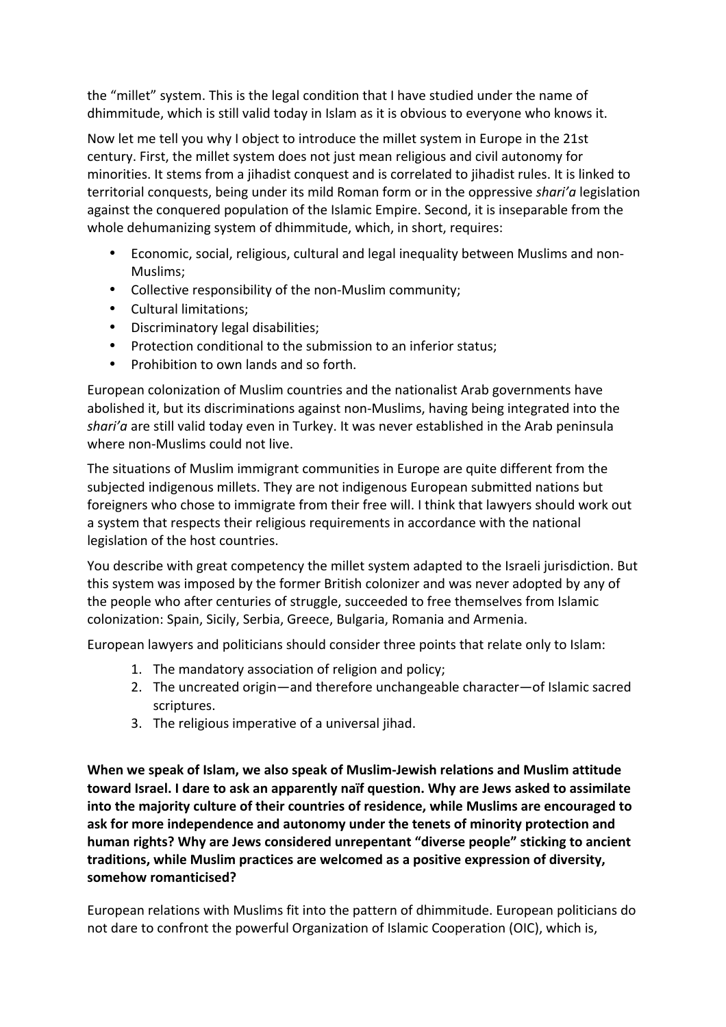the "millet" system. This is the legal condition that I have studied under the name of dhimmitude, which is still valid today in Islam as it is obvious to everyone who knows it.

Now let me tell you why I object to introduce the millet system in Europe in the 21st century. First, the millet system does not just mean religious and civil autonomy for minorities. It stems from a jihadist conquest and is correlated to jihadist rules. It is linked to territorial conquests, being under its mild Roman form or in the oppressive *shari'a* legislation against the conquered population of the Islamic Empire. Second, it is inseparable from the whole dehumanizing system of dhimmitude, which, in short, requires:

- Economic, social, religious, cultural and legal inequality between Muslims and non-Muslims;
- Collective responsibility of the non-Muslim community;
- Cultural limitations;
- Discriminatory legal disabilities;
- Protection conditional to the submission to an inferior status;
- Prohibition to own lands and so forth.

European colonization of Muslim countries and the nationalist Arab governments have abolished it, but its discriminations against non-Muslims, having being integrated into the *shari'a* are still valid today even in Turkey. It was never established in the Arab peninsula where non-Muslims could not live.

The situations of Muslim immigrant communities in Europe are quite different from the subjected indigenous millets. They are not indigenous European submitted nations but foreigners who chose to immigrate from their free will. I think that lawyers should work out a system that respects their religious requirements in accordance with the national legislation of the host countries.

You describe with great competency the millet system adapted to the Israeli jurisdiction. But this system was imposed by the former British colonizer and was never adopted by any of the people who after centuries of struggle, succeeded to free themselves from Islamic colonization: Spain, Sicily, Serbia, Greece, Bulgaria, Romania and Armenia.

European lawyers and politicians should consider three points that relate only to Islam:

1. The mandatory association of religion and policy;
2. The uncreated origin—and therefore unchangeable character—of Islamic sacred scriptures.
3. The religious imperative of a universal jihad.

**When we speak of Islam, we also speak of Muslim-Jewish relations and Muslim attitude toward Israel. I dare to ask an apparently naïf question. Why are Jews asked to assimilate into the majority culture of their countries of residence, while Muslims are encouraged to ask for more independence and autonomy under the tenets of minority protection and human rights? Why are Jews considered unrepentant "diverse people" sticking to ancient traditions, while Muslim practices are welcomed as a positive expression of diversity, somehow romanticised?**

European relations with Muslims fit into the pattern of dhimmitude. European politicians do not dare to confront the powerful Organization of Islamic Cooperation (OIC), which is,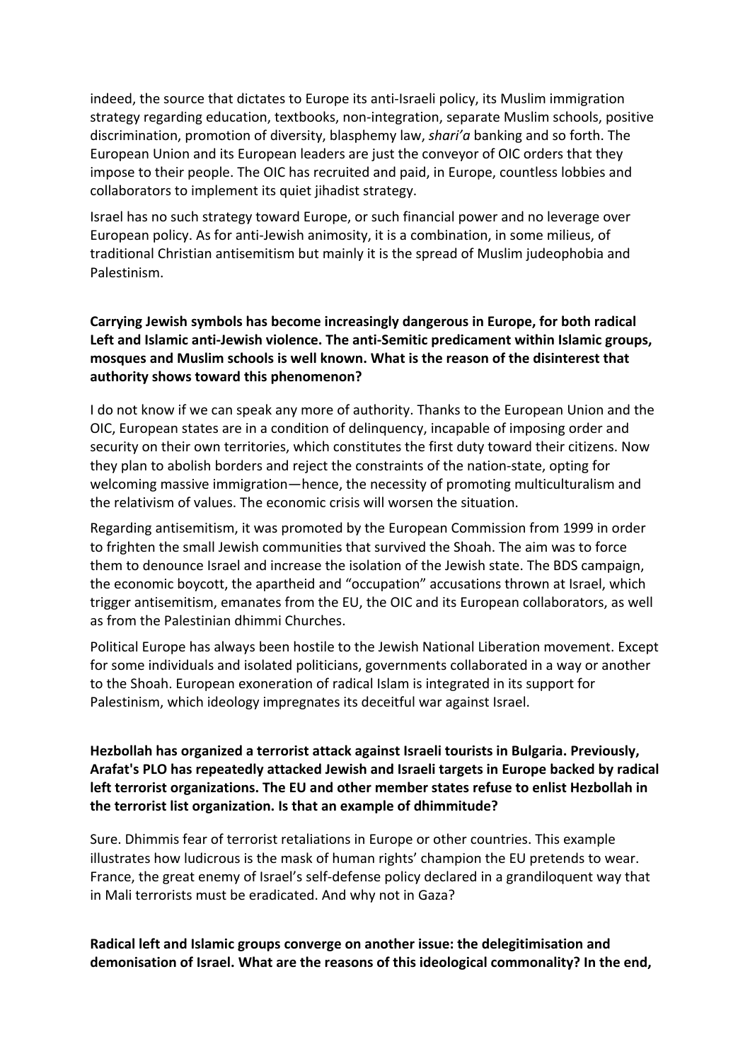indeed, the source that dictates to Europe its anti-Israeli policy, its Muslim immigration strategy regarding education, textbooks, non-integration, separate Muslim schools, positive discrimination, promotion of diversity, blasphemy law, *shari'a* banking and so forth. The European Union and its European leaders are just the conveyor of OIC orders that they impose to their people. The OIC has recruited and paid, in Europe, countless lobbies and collaborators to implement its quiet jihadist strategy.

Israel has no such strategy toward Europe, or such financial power and no leverage over European policy. As for anti-Jewish animosity, it is a combination, in some milieus, of traditional Christian antisemitism but mainly it is the spread of Muslim judeophobia and Palestinism.

**Carrying Jewish symbols has become increasingly dangerous in Europe, for both radical Left and Islamic anti-Jewish violence. The anti-Semitic predicament within Islamic groups, mosques and Muslim schools is well known. What is the reason of the disinterest that authority shows toward this phenomenon?**

I do not know if we can speak any more of authority. Thanks to the European Union and the OIC, European states are in a condition of delinquency, incapable of imposing order and security on their own territories, which constitutes the first duty toward their citizens. Now they plan to abolish borders and reject the constraints of the nation-state, opting for welcoming massive immigration—hence, the necessity of promoting multiculturalism and the relativism of values. The economic crisis will worsen the situation.

Regarding antisemitism, it was promoted by the European Commission from 1999 in order to frighten the small Jewish communities that survived the Shoah. The aim was to force them to denounce Israel and increase the isolation of the Jewish state. The BDS campaign, the economic boycott, the apartheid and "occupation" accusations thrown at Israel, which trigger antisemitism, emanates from the EU, the OIC and its European collaborators, as well as from the Palestinian dhimmi Churches.

Political Europe has always been hostile to the Jewish National Liberation movement. Except for some individuals and isolated politicians, governments collaborated in a way or another to the Shoah. European exoneration of radical Islam is integrated in its support for Palestinism, which ideology impregnates its deceitful war against Israel.

**Hezbollah has organized a terrorist attack against Israeli tourists in Bulgaria. Previously, Arafat's PLO has repeatedly attacked Jewish and Israeli targets in Europe backed by radical left terrorist organizations. The EU and other member states refuse to enlist Hezbollah in the terrorist list organization. Is that an example of dhimmitude?**

Sure. Dhimmis fear of terrorist retaliations in Europe or other countries. This example illustrates how ludicrous is the mask of human rights' champion the EU pretends to wear. France, the great enemy of Israel's self-defense policy declared in a grandiloquent way that in Mali terrorists must be eradicated. And why not in Gaza?

**Radical left and Islamic groups converge on another issue: the delegitimisation and demonisation of Israel. What are the reasons of this ideological commonality? In the end,**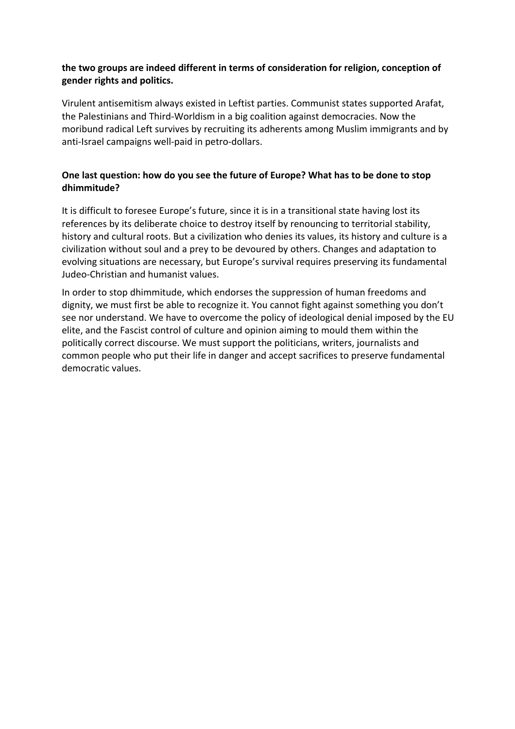**the two groups are indeed different in terms of consideration for religion, conception of gender rights and politics.**

Virulent antisemitism always existed in Leftist parties. Communist states supported Arafat, the Palestinians and Third-Worldism in a big coalition against democracies. Now the moribund radical Left survives by recruiting its adherents among Muslim immigrants and by anti-Israel campaigns well-paid in petro-dollars.

**One last question: how do you see the future of Europe? What has to be done to stop dhimmitude?**

It is difficult to foresee Europe's future, since it is in a transitional state having lost its references by its deliberate choice to destroy itself by renouncing to territorial stability, history and cultural roots. But a civilization who denies its values, its history and culture is a civilization without soul and a prey to be devoured by others. Changes and adaptation to evolving situations are necessary, but Europe's survival requires preserving its fundamental Judeo-Christian and humanist values.

In order to stop dhimmitude, which endorses the suppression of human freedoms and dignity, we must first be able to recognize it. You cannot fight against something you don't see nor understand. We have to overcome the policy of ideological denial imposed by the EU elite, and the Fascist control of culture and opinion aiming to mould them within the politically correct discourse. We must support the politicians, writers, journalists and common people who put their life in danger and accept sacrifices to preserve fundamental democratic values.